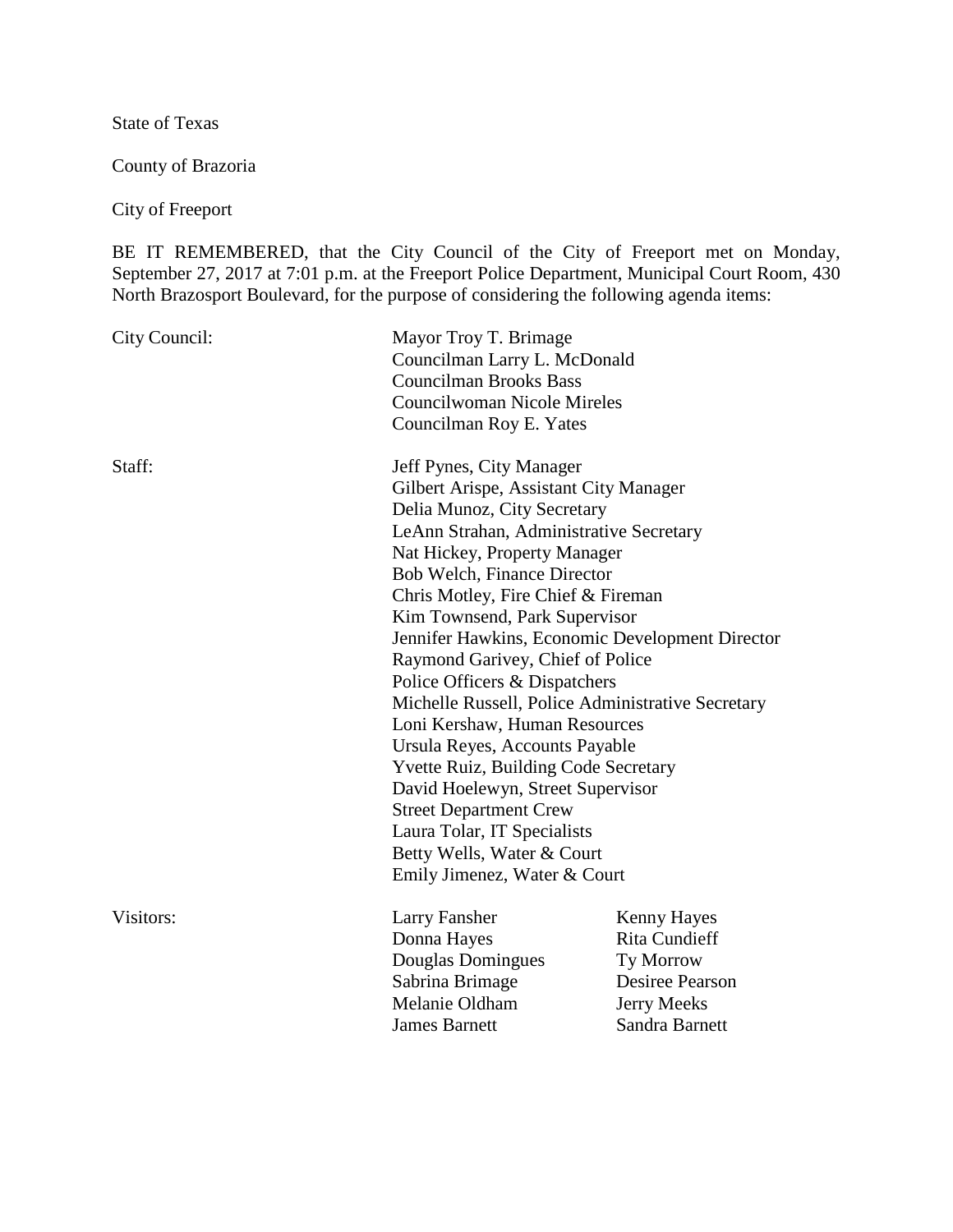State of Texas

County of Brazoria

City of Freeport

BE IT REMEMBERED, that the City Council of the City of Freeport met on Monday, September 27, 2017 at 7:01 p.m. at the Freeport Police Department, Municipal Court Room, 430 North Brazosport Boulevard, for the purpose of considering the following agenda items:

| | | |
|---|---|---|
| City Council: | Mayor Troy T. Brimage | |
| | Councilman Larry L. McDonald | |
| | Councilman Brooks Bass | |
| | Councilwoman Nicole Mireles | |
| | Councilman Roy E. Yates | |
| Staff: | Jeff Pynes, City Manager | |
| | Gilbert Arispe, Assistant City Manager | |
| | Delia Munoz, City Secretary | |
| | LeAnn Strahan, Administrative Secretary | |
| | Nat Hickey, Property Manager | |
| | Bob Welch, Finance Director | |
| | Chris Motley, Fire Chief & Fireman | |
| | Kim Townsend, Park Supervisor | |
| | Jennifer Hawkins, Economic Development Director | |
| | Raymond Garivey, Chief of Police | |
| | Police Officers & Dispatchers | |
| | Michelle Russell, Police Administrative Secretary | |
| | Loni Kershaw, Human Resources | |
| | Ursula Reyes, Accounts Payable | |
| | Yvette Ruiz, Building Code Secretary | |
| | David Hoelewyn, Street Supervisor | |
| | Street Department Crew | |
| | Laura Tolar, IT Specialists | |
| | Betty Wells, Water & Court | |
| | Emily Jimenez, Water & Court | |
| Visitors: | Larry Fansher | Kenny Hayes |
| | Donna Hayes | Rita Cundieff |
| | Douglas Domingues | Ty Morrow |
| | Sabrina Brimage | Desiree Pearson |
| | Melanie Oldham | Jerry Meeks |
| | James Barnett | Sandra Barnett |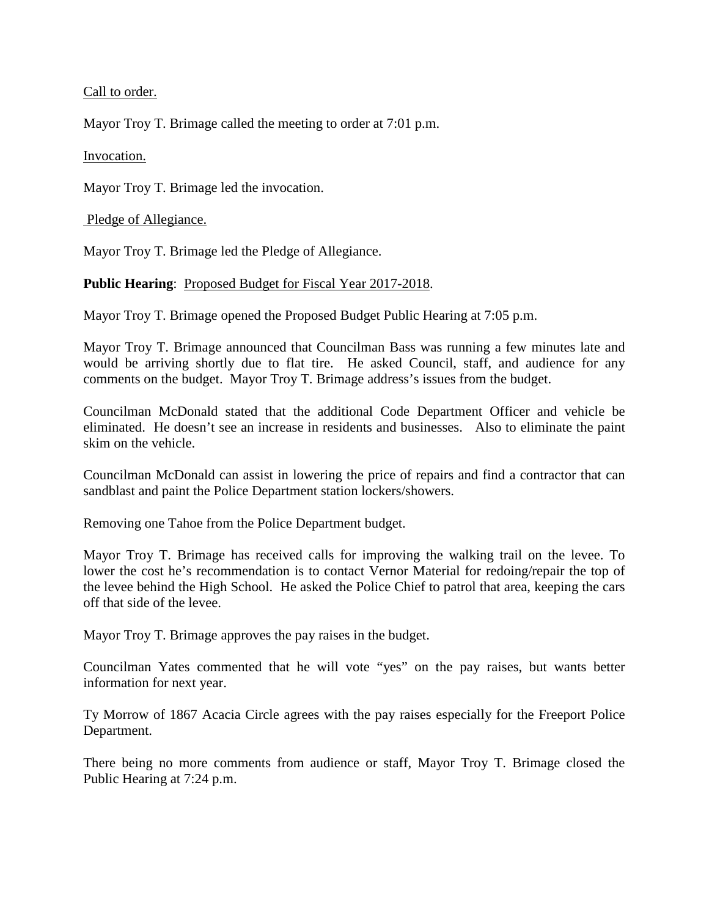<u>Call to order.</u>

Mayor Troy T. Brimage called the meeting to order at 7:01 p.m.

<u>Invocation.</u>

Mayor Troy T. Brimage led the invocation.

<u>Pledge of Allegiance.</u>

Mayor Troy T. Brimage led the Pledge of Allegiance.

**Public Hearing**: <u>Proposed Budget for Fiscal Year 2017-2018</u>.

Mayor Troy T. Brimage opened the Proposed Budget Public Hearing at 7:05 p.m.

Mayor Troy T. Brimage announced that Councilman Bass was running a few minutes late and would be arriving shortly due to flat tire. He asked Council, staff, and audience for any comments on the budget. Mayor Troy T. Brimage address's issues from the budget.

Councilman McDonald stated that the additional Code Department Officer and vehicle be eliminated. He doesn't see an increase in residents and businesses. Also to eliminate the paint skim on the vehicle.

Councilman McDonald can assist in lowering the price of repairs and find a contractor that can sandblast and paint the Police Department station lockers/showers.

Removing one Tahoe from the Police Department budget.

Mayor Troy T. Brimage has received calls for improving the walking trail on the levee. To lower the cost he's recommendation is to contact Vernor Material for redoing/repair the top of the levee behind the High School. He asked the Police Chief to patrol that area, keeping the cars off that side of the levee.

Mayor Troy T. Brimage approves the pay raises in the budget.

Councilman Yates commented that he will vote "yes" on the pay raises, but wants better information for next year.

Ty Morrow of 1867 Acacia Circle agrees with the pay raises especially for the Freeport Police Department.

There being no more comments from audience or staff, Mayor Troy T. Brimage closed the Public Hearing at 7:24 p.m.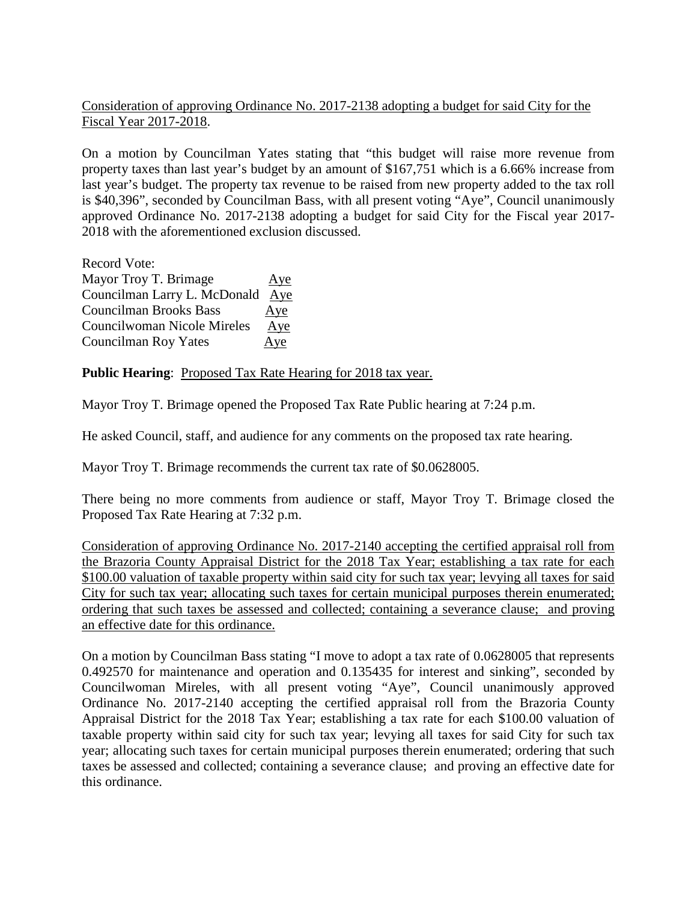Consideration of approving Ordinance No. 2017-2138 adopting a budget for said City for the Fiscal Year 2017-2018.

On a motion by Councilman Yates stating that "this budget will raise more revenue from property taxes than last year's budget by an amount of $167,751 which is a 6.66% increase from last year's budget. The property tax revenue to be raised from new property added to the tax roll is $40,396", seconded by Councilman Bass, with all present voting "Aye", Council unanimously approved Ordinance No. 2017-2138 adopting a budget for said City for the Fiscal year 2017-2018 with the aforementioned exclusion discussed.

Record Vote:

| | |
|---|---|
| Mayor Troy T. Brimage | Aye |
| Councilman Larry L. McDonald | Aye |
| Councilman Brooks Bass | Aye |
| Councilwoman Nicole Mireles | Aye |
| Councilman Roy Yates | Aye |

**Public Hearing**: Proposed Tax Rate Hearing for 2018 tax year.

Mayor Troy T. Brimage opened the Proposed Tax Rate Public hearing at 7:24 p.m.

He asked Council, staff, and audience for any comments on the proposed tax rate hearing.

Mayor Troy T. Brimage recommends the current tax rate of $0.0628005.

There being no more comments from audience or staff, Mayor Troy T. Brimage closed the Proposed Tax Rate Hearing at 7:32 p.m.

Consideration of approving Ordinance No. 2017-2140 accepting the certified appraisal roll from the Brazoria County Appraisal District for the 2018 Tax Year; establishing a tax rate for each $100.00 valuation of taxable property within said city for such tax year; levying all taxes for said City for such tax year; allocating such taxes for certain municipal purposes therein enumerated; ordering that such taxes be assessed and collected; containing a severance clause; and proving an effective date for this ordinance.

On a motion by Councilman Bass stating "I move to adopt a tax rate of 0.0628005 that represents 0.492570 for maintenance and operation and 0.135435 for interest and sinking", seconded by Councilwoman Mireles, with all present voting "Aye", Council unanimously approved Ordinance No. 2017-2140 accepting the certified appraisal roll from the Brazoria County Appraisal District for the 2018 Tax Year; establishing a tax rate for each $100.00 valuation of taxable property within said city for such tax year; levying all taxes for said City for such tax year; allocating such taxes for certain municipal purposes therein enumerated; ordering that such taxes be assessed and collected; containing a severance clause; and proving an effective date for this ordinance.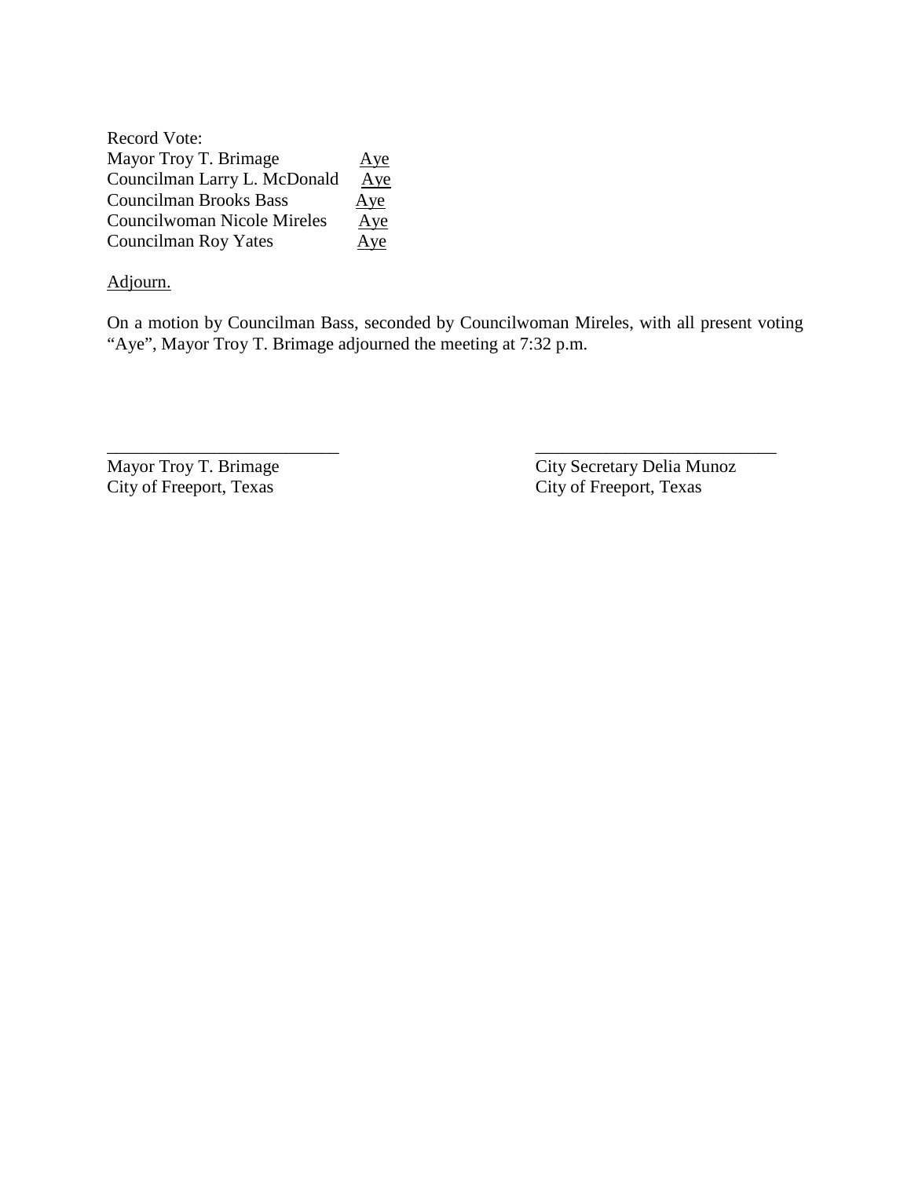Record Vote:

| | |
|---|---|
| Mayor Troy T. Brimage | Aye |
| Councilman Larry L. McDonald | Aye |
| Councilman Brooks Bass | Aye |
| Councilwoman Nicole Mireles | Aye |
| Councilman Roy Yates | Aye |

Adjourn.

On a motion by Councilman Bass, seconded by Councilwoman Mireles, with all present voting "Aye", Mayor Troy T. Brimage adjourned the meeting at 7:32 p.m.

___________________________
Mayor Troy T. Brimage
City of Freeport, Texas

___________________________
City Secretary Delia Munoz
City of Freeport, Texas